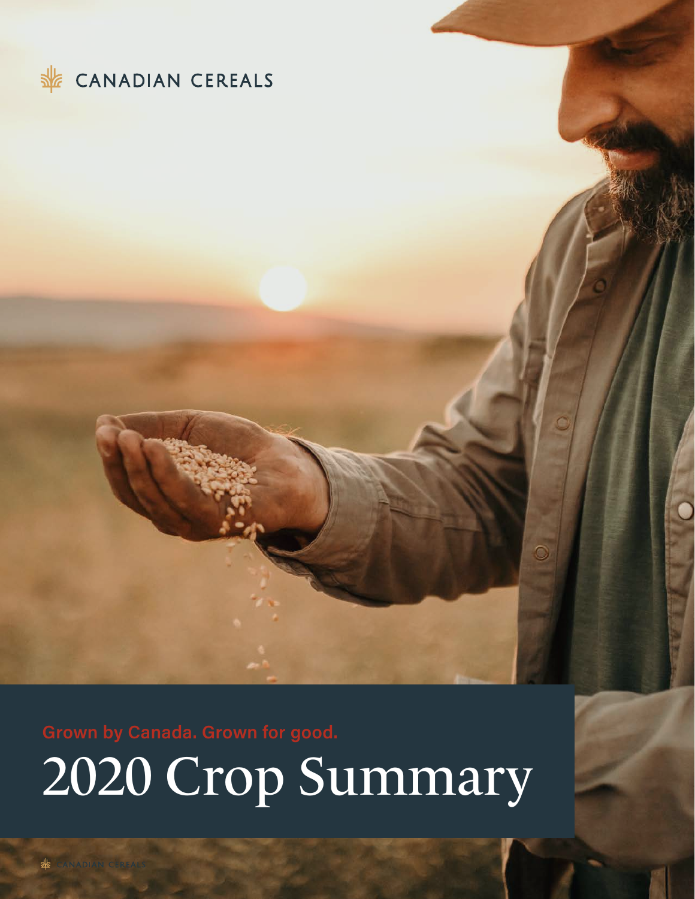CANADIAN CEREALS

Grown by Canada. Grown for good.

# 2020 Crop Summary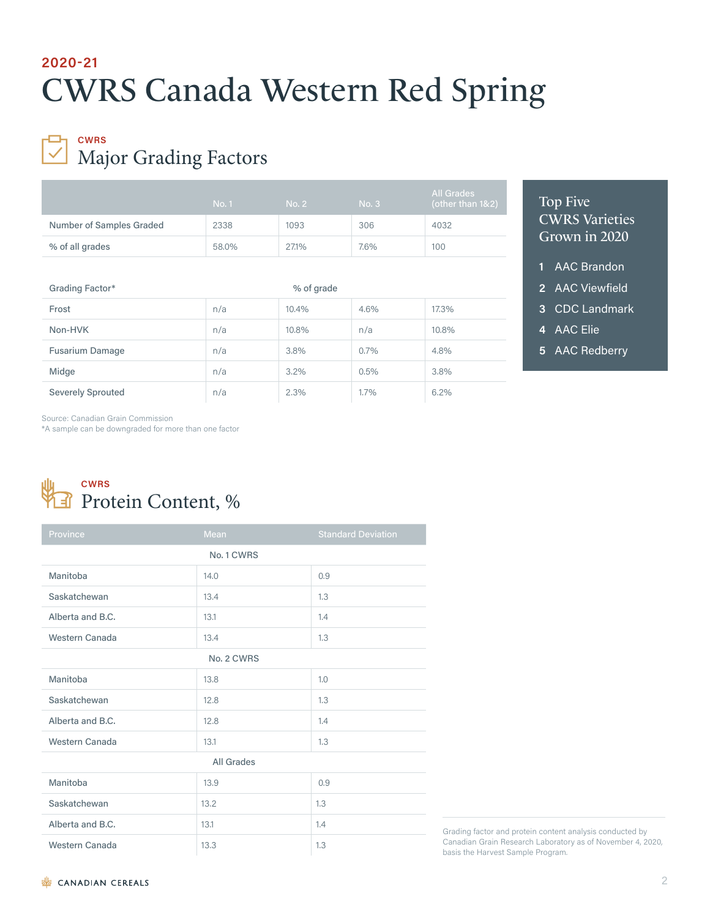2020-21

# CWRS Canada Western Red Spring

CWRS

## Major Grading Factors

| | No. 1 | No. 2 | No. 3 | All Grades (other than 1&2) |
|---|---|---|---|---|
| Number of Samples Graded | 2338 | 1093 | 306 | 4032 |
| % of all grades | 58.0% | 27.1% | 7.6% | 100 |
| **Grading Factor*** | | **% of grade** | | |
| Frost | n/a | 10.4% | 4.6% | 17.3% |
| Non-HVK | n/a | 10.8% | n/a | 10.8% |
| Fusarium Damage | n/a | 3.8% | 0.7% | 4.8% |
| Midge | n/a | 3.2% | 0.5% | 3.8% |
| Severely Sprouted | n/a | 2.3% | 1.7% | 6.2% |

Source: Canadian Grain Commission
*A sample can be downgraded for more than one factor

### Top Five CWRS Varieties Grown in 2020

1. AAC Brandon
2. AAC Viewfield
3. CDC Landmark
4. AAC Elie
5. AAC Redberry

CWRS

## Protein Content, %

| Province | Mean | Standard Deviation |
|---|---|---|
| **No. 1 CWRS** | | |
| Manitoba | 14.0 | 0.9 |
| Saskatchewan | 13.4 | 1.3 |
| Alberta and B.C. | 13.1 | 1.4 |
| Western Canada | 13.4 | 1.3 |
| **No. 2 CWRS** | | |
| Manitoba | 13.8 | 1.0 |
| Saskatchewan | 12.8 | 1.3 |
| Alberta and B.C. | 12.8 | 1.4 |
| Western Canada | 13.1 | 1.3 |
| **All Grades** | | |
| Manitoba | 13.9 | 0.9 |
| Saskatchewan | 13.2 | 1.3 |
| Alberta and B.C. | 13.1 | 1.4 |
| Western Canada | 13.3 | 1.3 |

Grading factor and protein content analysis conducted by Canadian Grain Research Laboratory as of November 4, 2020, basis the Harvest Sample Program.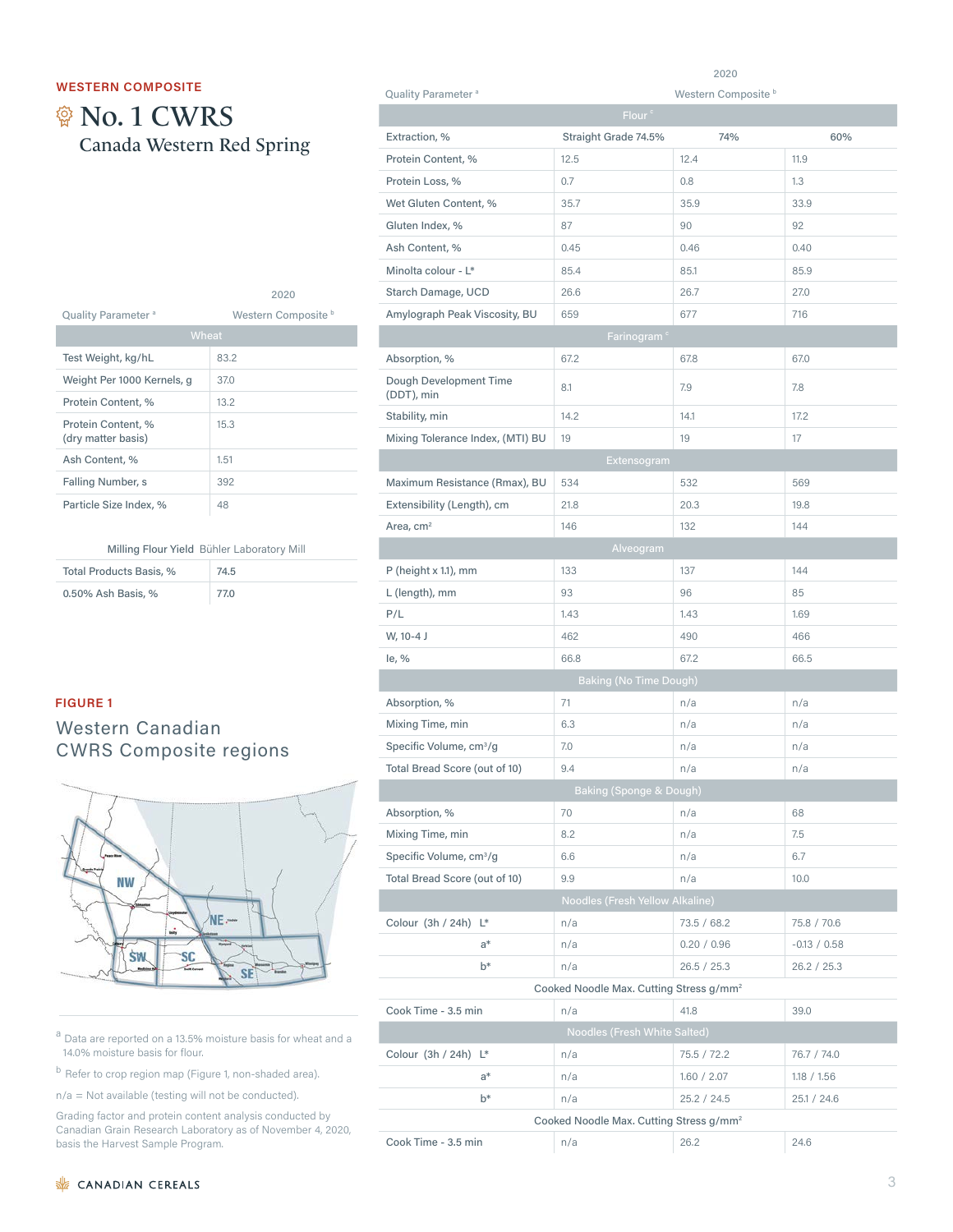## WESTERN COMPOSITE

# No. 1 CWRS

### Canada Western Red Spring

| Quality Parameter [a] | 2020 Western Composite [b] |
|---|---|
| **Wheat** | |
| Test Weight, kg/hL | 83.2 |
| Weight Per 1000 Kernels, g | 37.0 |
| Protein Content, % | 13.2 |
| Protein Content, % (dry matter basis) | 15.3 |
| Ash Content, % | 1.51 |
| Falling Number, s | 392 |
| Particle Size Index, % | 48 |

| Milling Flour Yield | Bühler Laboratory Mill |
|---|---|
| Total Products Basis, % | 74.5 |
| 0.50% Ash Basis, % | 77.0 |

**FIGURE 1**

Western Canadian CWRS Composite regions

[a] Data are reported on a 13.5% moisture basis for wheat and a 14.0% moisture basis for flour.

[b] Refer to crop region map (Figure 1, non-shaded area).

n/a = Not available (testing will not be conducted).

Grading factor and protein content analysis conducted by Canadian Grain Research Laboratory as of November 4, 2020, basis the Harvest Sample Program.

| Quality Parameter [a] | 2020 Western Composite [b] | | |
|---|---|---|---|
| **Flour** [c] | | | |
| Extraction, % | Straight Grade 74.5% | 74% | 60% |
| Protein Content, % | 12.5 | 12.4 | 11.9 |
| Protein Loss, % | 0.7 | 0.8 | 1.3 |
| Wet Gluten Content, % | 35.7 | 35.9 | 33.9 |
| Gluten Index, % | 87 | 90 | 92 |
| Ash Content, % | 0.45 | 0.46 | 0.40 |
| Minolta colour - L* | 85.4 | 85.1 | 85.9 |
| Starch Damage, UCD | 26.6 | 26.7 | 27.0 |
| Amylograph Peak Viscosity, BU | 659 | 677 | 716 |
| **Farinogram** [c] | | | |
| Absorption, % | 67.2 | 67.8 | 67.0 |
| Dough Development Time (DDT), min | 8.1 | 7.9 | 7.8 |
| Stability, min | 14.2 | 14.1 | 17.2 |
| Mixing Tolerance Index, (MTI) BU | 19 | 19 | 17 |
| **Extensogram** | | | |
| Maximum Resistance (Rmax), BU | 534 | 532 | 569 |
| Extensibility (Length), cm | 21.8 | 20.3 | 19.8 |
| Area, cm² | 146 | 132 | 144 |
| **Alveogram** | | | |
| P (height x 1.1), mm | 133 | 137 | 144 |
| L (length), mm | 93 | 96 | 85 |
| P/L | 1.43 | 1.43 | 1.69 |
| W, 10-4 J | 462 | 490 | 466 |
| Ie, % | 66.8 | 67.2 | 66.5 |
| **Baking (No Time Dough)** | | | |
| Absorption, % | 71 | n/a | n/a |
| Mixing Time, min | 6.3 | n/a | n/a |
| Specific Volume, cm³/g | 7.0 | n/a | n/a |
| Total Bread Score (out of 10) | 9.4 | n/a | n/a |
| **Baking (Sponge & Dough)** | | | |
| Absorption, % | 70 | n/a | 68 |
| Mixing Time, min | 8.2 | n/a | 7.5 |
| Specific Volume, cm³/g | 6.6 | n/a | 6.7 |
| Total Bread Score (out of 10) | 9.9 | n/a | 10.0 |
| **Noodles (Fresh Yellow Alkaline)** | | | |
| Colour (3h / 24h) L* | n/a | 73.5 / 68.2 | 75.8 / 70.6 |
| a* | n/a | 0.20 / 0.96 | -0.13 / 0.58 |
| b* | n/a | 26.5 / 25.3 | 26.2 / 25.3 |
| Cooked Noodle Max. Cutting Stress g/mm² | | | |
| Cook Time - 3.5 min | n/a | 41.8 | 39.0 |
| **Noodles (Fresh White Salted)** | | | |
| Colour (3h / 24h) L* | n/a | 75.5 / 72.2 | 76.7 / 74.0 |
| a* | n/a | 1.60 / 2.07 | 1.18 / 1.56 |
| b* | n/a | 25.2 / 24.5 | 25.1 / 24.6 |
| Cooked Noodle Max. Cutting Stress g/mm² | | | |
| Cook Time - 3.5 min | n/a | 26.2 | 24.6 |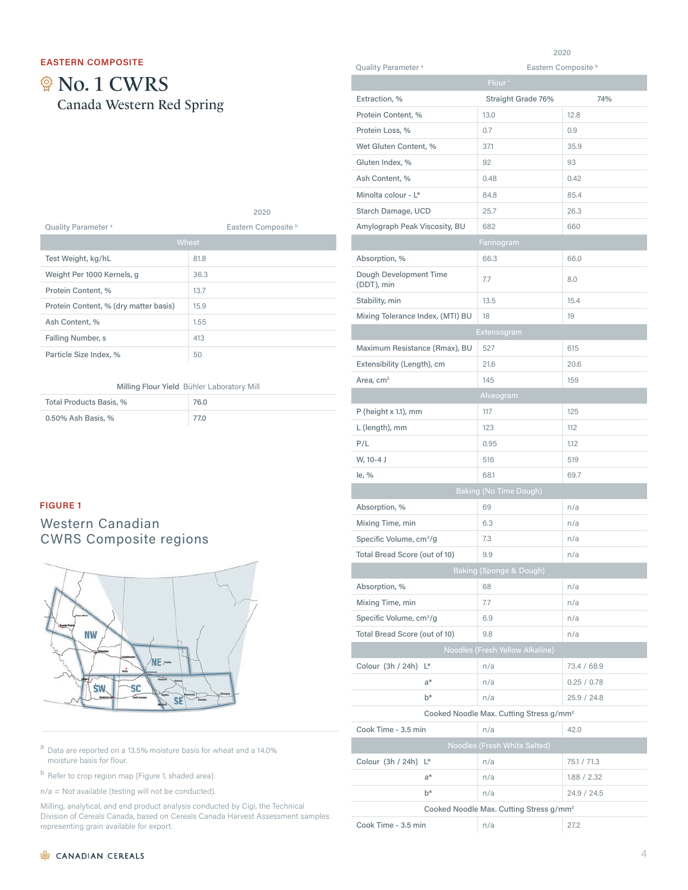EASTERN COMPOSITE

# No. 1 CWRS

## Canada Western Red Spring

| Quality Parameter [a] | 2020 Eastern Composite [b] |
|---|---|
| **Wheat** | |
| Test Weight, kg/hL | 81.8 |
| Weight Per 1000 Kernels, g | 36.3 |
| Protein Content, % | 13.7 |
| Protein Content, % (dry matter basis) | 15.9 |
| Ash Content, % | 1.55 |
| Falling Number, s | 413 |
| Particle Size Index, % | 50 |

| Milling Flour Yield | Bühler Laboratory Mill |
|---|---|
| Total Products Basis, % | 76.0 |
| 0.50% Ash Basis, % | 77.0 |

FIGURE 1

### Western Canadian CWRS Composite regions

| Quality Parameter [a] | 2020 Eastern Composite [b] | |
|---|---|---|
| **Flour [c]** | | |
| Extraction, % | Straight Grade 76% | 74% |
| Protein Content, % | 13.0 | 12.8 |
| Protein Loss, % | 0.7 | 0.9 |
| Wet Gluten Content, % | 37.1 | 35.9 |
| Gluten Index, % | 92 | 93 |
| Ash Content, % | 0.48 | 0.42 |
| Minolta colour - L* | 84.8 | 85.4 |
| Starch Damage, UCD | 25.7 | 26.3 |
| Amylograph Peak Viscosity, BU | 682 | 660 |
| **Farinogram** | | |
| Absorption, % | 66.3 | 66.0 |
| Dough Development Time (DDT), min | 7.7 | 8.0 |
| Stability, min | 13.5 | 15.4 |
| Mixing Tolerance Index, (MTI) BU | 18 | 19 |
| **Extensogram** | | |
| Maximum Resistance (Rmax), BU | 527 | 615 |
| Extensibility (Length), cm | 21.6 | 20.6 |
| Area, cm² | 145 | 159 |
| **Alveogram** | | |
| P (height x 1.1), mm | 117 | 125 |
| L (length), mm | 123 | 112 |
| P/L | 0.95 | 1.12 |
| W, 10-4 J | 516 | 519 |
| Ie, % | 68.1 | 69.7 |
| **Baking (No Time Dough)** | | |
| Absorption, % | 69 | n/a |
| Mixing Time, min | 6.3 | n/a |
| Specific Volume, cm³/g | 7.3 | n/a |
| Total Bread Score (out of 10) | 9.9 | n/a |
| **Baking (Sponge & Dough)** | | |
| Absorption, % | 68 | n/a |
| Mixing Time, min | 7.7 | n/a |
| Specific Volume, cm³/g | 6.9 | n/a |
| Total Bread Score (out of 10) | 9.8 | n/a |
| **Noodles (Fresh Yellow Alkaline)** | | |
| Colour (3h / 24h) L* | n/a | 73.4 / 68.9 |
| a* | n/a | 0.25 / 0.78 |
| b* | n/a | 25.9 / 24.8 |
| Cooked Noodle Max. Cutting Stress g/mm² | | |
| Cook Time - 3.5 min | n/a | 42.0 |
| **Noodles (Fresh White Salted)** | | |
| Colour (3h / 24h) L* | n/a | 75.1 / 71.3 |
| a* | n/a | 1.88 / 2.32 |
| b* | n/a | 24.9 / 24.5 |
| Cooked Noodle Max. Cutting Stress g/mm² | | |
| Cook Time - 3.5 min | n/a | 27.2 |

[a] Data are reported on a 13.5% moisture basis for wheat and a 14.0% moisture basis for flour.

[b] Refer to crop region map (Figure 1, shaded area).

n/a = Not available (testing will not be conducted).

Milling, analytical, and end product analysis conducted by Cigi, the Technical Division of Cereals Canada, based on Cereals Canada Harvest Assessment samples representing grain available for export.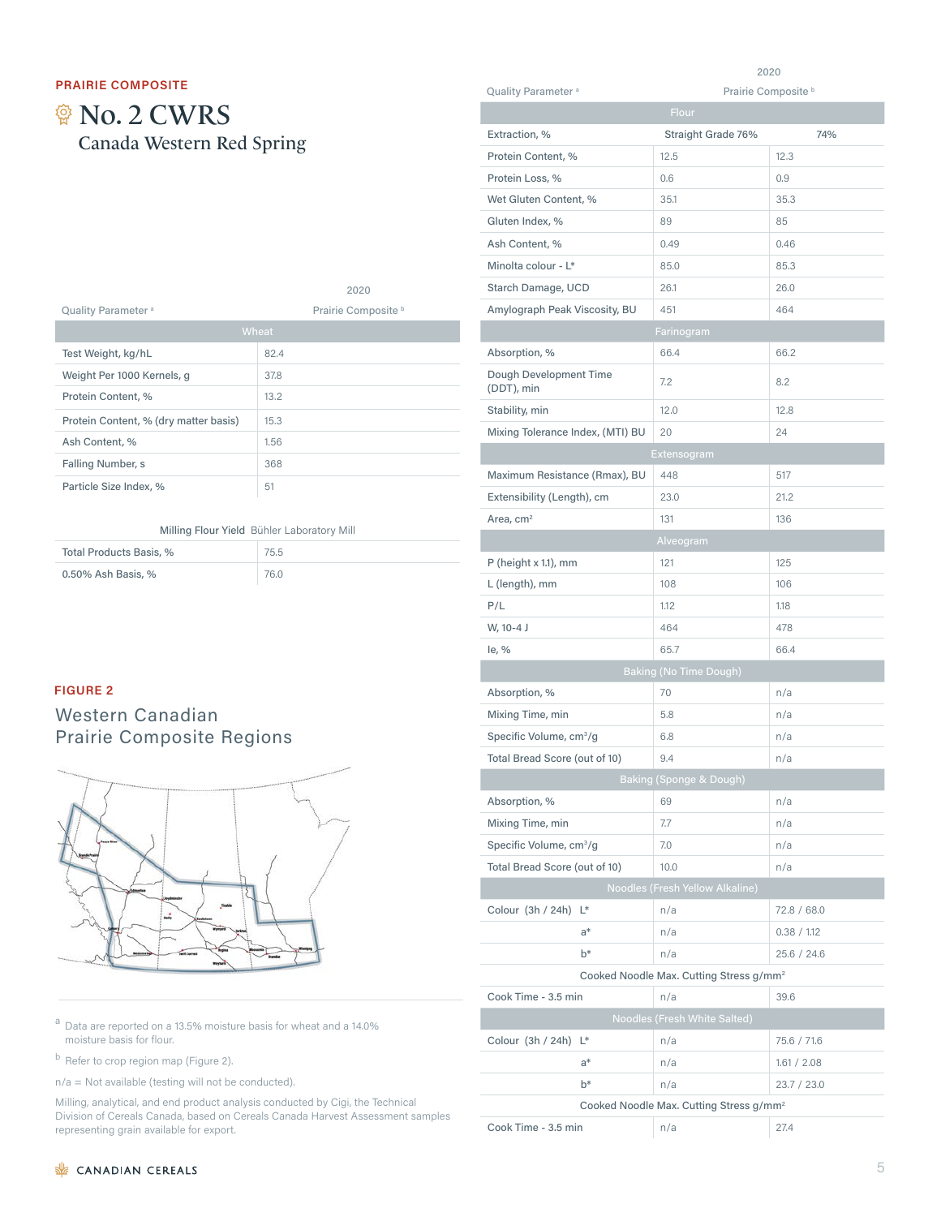**PRAIRIE COMPOSITE**

# No. 2 CWRS

## Canada Western Red Spring

| Quality Parameter [a] | 2020 Prairie Composite [b] |
| --- | --- |
| **Wheat** | |
| Test Weight, kg/hL | 82.4 |
| Weight Per 1000 Kernels, g | 37.8 |
| Protein Content, % | 13.2 |
| Protein Content, % (dry matter basis) | 15.3 |
| Ash Content, % | 1.56 |
| Falling Number, s | 368 |
| Particle Size Index, % | 51 |

| Milling Flour Yield | Bühler Laboratory Mill |
| --- | --- |
| Total Products Basis, % | 75.5 |
| 0.50% Ash Basis, % | 76.0 |

**FIGURE 2**

Western Canadian Prairie Composite Regions

| Quality Parameter [a] | 2020 Prairie Composite [b] | |
| --- | --- | --- |
| **Flour** | | |
| Extraction, % | Straight Grade 76% | 74% |
| Protein Content, % | 12.5 | 12.3 |
| Protein Loss, % | 0.6 | 0.9 |
| Wet Gluten Content, % | 35.1 | 35.3 |
| Gluten Index, % | 89 | 85 |
| Ash Content, % | 0.49 | 0.46 |
| Minolta colour - L* | 85.0 | 85.3 |
| Starch Damage, UCD | 26.1 | 26.0 |
| Amylograph Peak Viscosity, BU | 451 | 464 |
| **Farinogram** | | |
| Absorption, % | 66.4 | 66.2 |
| Dough Development Time (DDT), min | 7.2 | 8.2 |
| Stability, min | 12.0 | 12.8 |
| Mixing Tolerance Index, (MTI) BU | 20 | 24 |
| **Extensogram** | | |
| Maximum Resistance (Rmax), BU | 448 | 517 |
| Extensibility (Length), cm | 23.0 | 21.2 |
| Area, $cm^2$ | 131 | 136 |
| **Alveogram** | | |
| P (height x 1.1), mm | 121 | 125 |
| L (length), mm | 108 | 106 |
| P/L | 1.12 | 1.18 |
| W, $10^{-4}$ J | 464 | 478 |
| Ie, % | 65.7 | 66.4 |
| **Baking (No Time Dough)** | | |
| Absorption, % | 70 | n/a |
| Mixing Time, min | 5.8 | n/a |
| Specific Volume, $cm^3/g$ | 6.8 | n/a |
| Total Bread Score (out of 10) | 9.4 | n/a |
| **Baking (Sponge & Dough)** | | |
| Absorption, % | 69 | n/a |
| Mixing Time, min | 7.7 | n/a |
| Specific Volume, $cm^3/g$ | 7.0 | n/a |
| Total Bread Score (out of 10) | 10.0 | n/a |
| **Noodles (Fresh Yellow Alkaline)** | | |
| Colour (3h / 24h) L* | n/a | 72.8 / 68.0 |
| a* | n/a | 0.38 / 1.12 |
| b* | n/a | 25.6 / 24.6 |
| Cooked Noodle Max. Cutting Stress $g/mm^2$ | | |
| Cook Time - 3.5 min | n/a | 39.6 |
| **Noodles (Fresh White Salted)** | | |
| Colour (3h / 24h) L* | n/a | 75.6 / 71.6 |
| a* | n/a | 1.61 / 2.08 |
| b* | n/a | 23.7 / 23.0 |
| Cooked Noodle Max. Cutting Stress $g/mm^2$ | | |
| Cook Time - 3.5 min | n/a | 27.4 |

[a] Data are reported on a 13.5% moisture basis for wheat and a 14.0% moisture basis for flour.

[b] Refer to crop region map (Figure 2).

n/a = Not available (testing will not be conducted).

Milling, analytical, and end product analysis conducted by Cigi, the Technical Division of Cereals Canada, based on Cereals Canada Harvest Assessment samples representing grain available for export.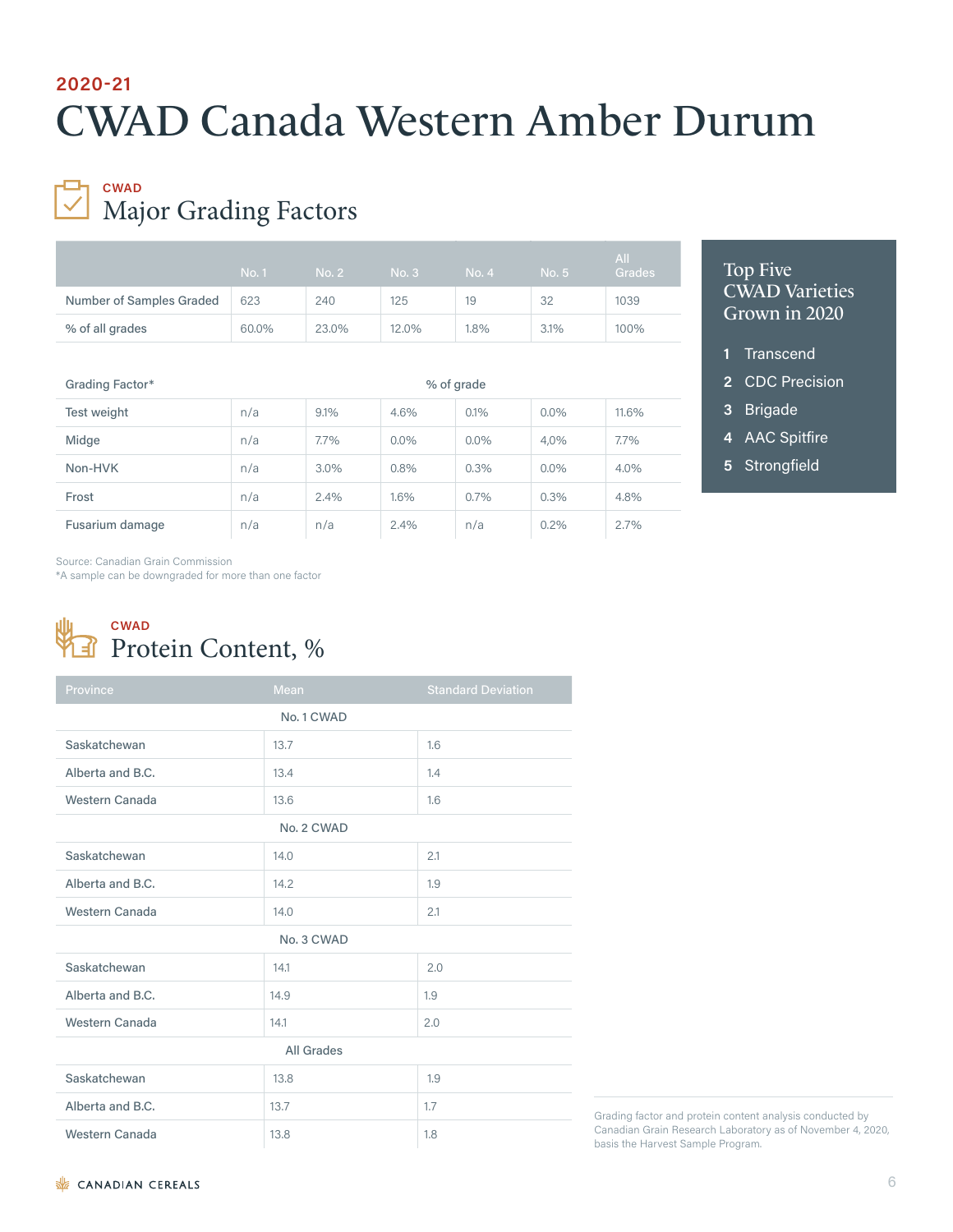2020-21

# CWAD Canada Western Amber Durum

CWAD

## Major Grading Factors

| | No. 1 | No. 2 | No. 3 | No. 4 | No. 5 | All Grades |
|---|---|---|---|---|---|---|
| Number of Samples Graded | 623 | 240 | 125 | 19 | 32 | 1039 |
| % of all grades | 60.0% | 23.0% | 12.0% | 1.8% | 3.1% | 100% |
| **Grading Factor*** | | | **% of grade** | | | |
| Test weight | n/a | 9.1% | 4.6% | 0.1% | 0.0% | 11.6% |
| Midge | n/a | 7.7% | 0.0% | 0.0% | 4,0% | 7.7% |
| Non-HVK | n/a | 3.0% | 0.8% | 0.3% | 0.0% | 4.0% |
| Frost | n/a | 2.4% | 1.6% | 0.7% | 0.3% | 4.8% |
| Fusarium damage | n/a | n/a | 2.4% | n/a | 0.2% | 2.7% |

Source: Canadian Grain Commission
*A sample can be downgraded for more than one factor

### Top Five CWAD Varieties Grown in 2020

1. Transcend
2. CDC Precision
3. Brigade
4. AAC Spitfire
5. Strongfield

CWAD

## Protein Content, %

| Province | Mean | Standard Deviation |
|---|---|---|
| **No. 1 CWAD** | | |
| Saskatchewan | 13.7 | 1.6 |
| Alberta and B.C. | 13.4 | 1.4 |
| Western Canada | 13.6 | 1.6 |
| **No. 2 CWAD** | | |
| Saskatchewan | 14.0 | 2.1 |
| Alberta and B.C. | 14.2 | 1.9 |
| Western Canada | 14.0 | 2.1 |
| **No. 3 CWAD** | | |
| Saskatchewan | 14.1 | 2.0 |
| Alberta and B.C. | 14.9 | 1.9 |
| Western Canada | 14.1 | 2.0 |
| **All Grades** | | |
| Saskatchewan | 13.8 | 1.9 |
| Alberta and B.C. | 13.7 | 1.7 |
| Western Canada | 13.8 | 1.8 |

Grading factor and protein content analysis conducted by Canadian Grain Research Laboratory as of November 4, 2020, basis the Harvest Sample Program.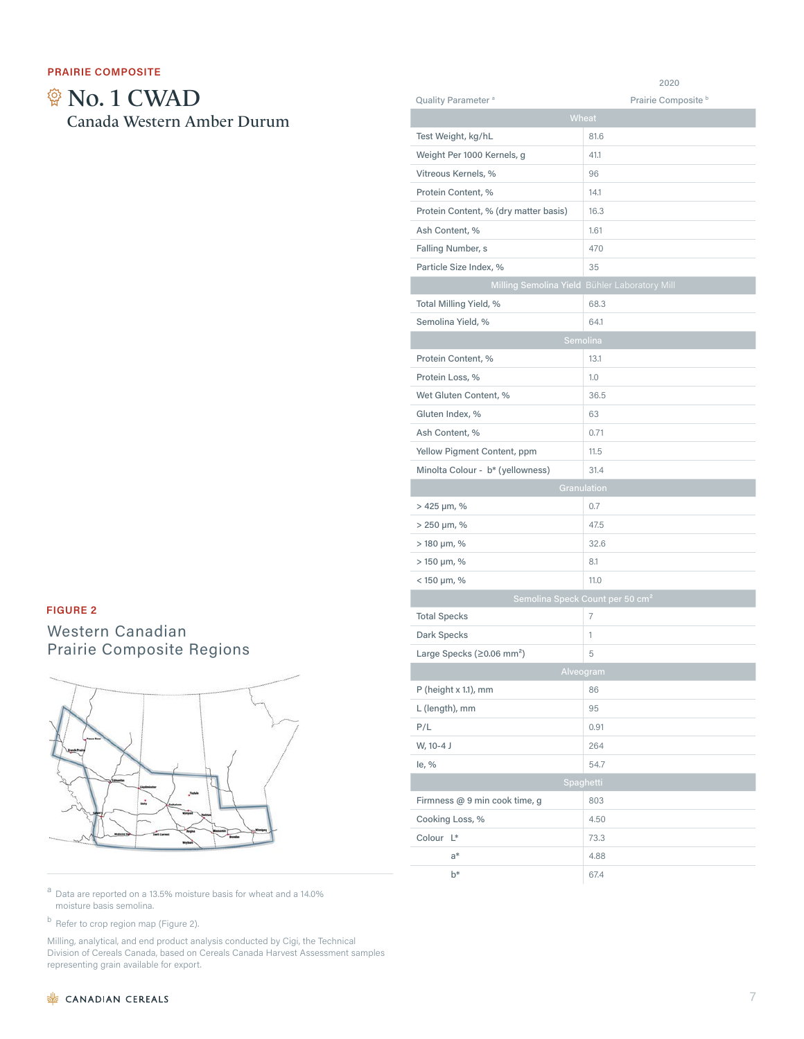PRAIRIE COMPOSITE

# No. 1 CWAD

## Canada Western Amber Durum

| Quality Parameter [a] | 2020 Prairie Composite [b] |
|---|---|
| **Wheat** | |
| Test Weight, kg/hL | 81.6 |
| Weight Per 1000 Kernels, g | 41.1 |
| Vitreous Kernels, % | 96 |
| Protein Content, % | 14.1 |
| Protein Content, % (dry matter basis) | 16.3 |
| Ash Content, % | 1.61 |
| Falling Number, s | 470 |
| Particle Size Index, % | 35 |
| **Milling Semolina Yield** | Bühler Laboratory Mill |
| Total Milling Yield, % | 68.3 |
| Semolina Yield, % | 64.1 |
| **Semolina** | |
| Protein Content, % | 13.1 |
| Protein Loss, % | 1.0 |
| Wet Gluten Content, % | 36.5 |
| Gluten Index, % | 63 |
| Ash Content, % | 0.71 |
| Yellow Pigment Content, ppm | 11.5 |
| Minolta Colour - b* (yellowness) | 31.4 |
| **Granulation** | |
| > 425 µm, % | 0.7 |
| > 250 µm, % | 47.5 |
| > 180 µm, % | 32.6 |
| > 150 µm, % | 8.1 |
| < 150 µm, % | 11.0 |
| **Semolina Speck Count per 50 cm²** | |
| Total Specks | 7 |
| Dark Specks | 1 |
| Large Specks (≥0.06 mm²) | 5 |
| **Alveogram** | |
| P (height x 1.1), mm | 86 |
| L (length), mm | 95 |
| P/L | 0.91 |
| W, 10-4 J | 264 |
| Ie, % | 54.7 |
| **Spaghetti** | |
| Firmness @ 9 min cook time, g | 803 |
| Cooking Loss, % | 4.50 |
| Colour L* | 73.3 |
| a* | 4.88 |
| b* | 67.4 |

FIGURE 2

Western Canadian Prairie Composite Regions

[a] Data are reported on a 13.5% moisture basis for wheat and a 14.0% moisture basis semolina.

[b] Refer to crop region map (Figure 2).

Milling, analytical, and end product analysis conducted by Cigi, the Technical Division of Cereals Canada, based on Cereals Canada Harvest Assessment samples representing grain available for export.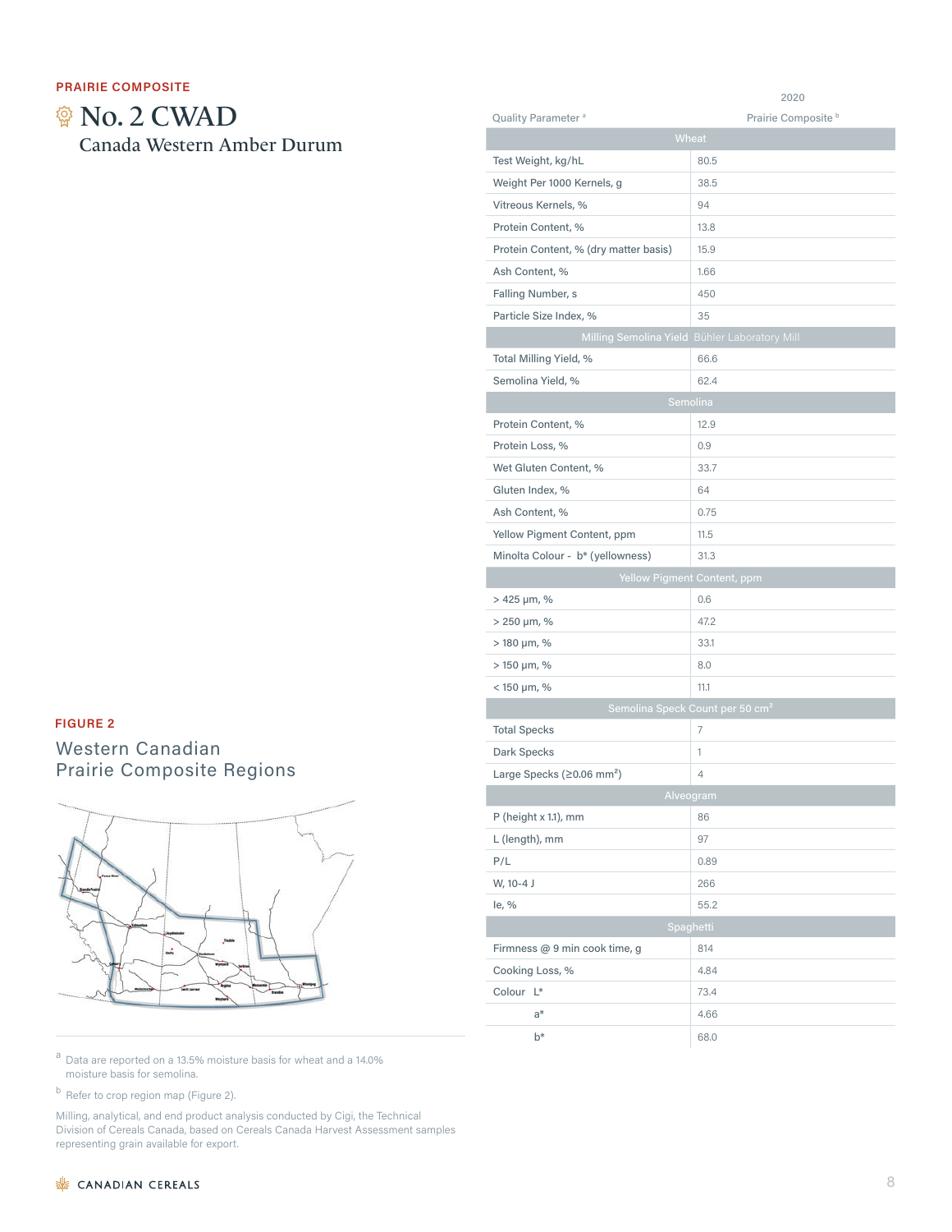PRAIRIE COMPOSITE

# No. 2 CWAD

## Canada Western Amber Durum

| Quality Parameter [a] | 2020 Prairie Composite [b] |
| --- | --- |
| **Wheat** | |
| Test Weight, kg/hL | 80.5 |
| Weight Per 1000 Kernels, g | 38.5 |
| Vitreous Kernels, % | 94 |
| Protein Content, % | 13.8 |
| Protein Content, % (dry matter basis) | 15.9 |
| Ash Content, % | 1.66 |
| Falling Number, s | 450 |
| Particle Size Index, % | 35 |
| **Milling Semolina Yield** Bühler Laboratory Mill | |
| Total Milling Yield, % | 66.6 |
| Semolina Yield, % | 62.4 |
| **Semolina** | |
| Protein Content, % | 12.9 |
| Protein Loss, % | 0.9 |
| Wet Gluten Content, % | 33.7 |
| Gluten Index, % | 64 |
| Ash Content, % | 0.75 |
| Yellow Pigment Content, ppm | 11.5 |
| Minolta Colour - b* (yellowness) | 31.3 |
| **Yellow Pigment Content, ppm** | |
| > 425 μm, % | 0.6 |
| > 250 μm, % | 47.2 |
| > 180 μm, % | 33.1 |
| > 150 μm, % | 8.0 |
| < 150 μm, % | 11.1 |
| **Semolina Speck Count per 50 cm²** | |
| Total Specks | 7 |
| Dark Specks | 1 |
| Large Specks (≥0.06 mm²) | 4 |
| **Alveogram** | |
| P (height x 1.1), mm | 86 |
| L (length), mm | 97 |
| P/L | 0.89 |
| W, 10-4 J | 266 |
| Ie, % | 55.2 |
| **Spaghetti** | |
| Firmness @ 9 min cook time, g | 814 |
| Cooking Loss, % | 4.84 |
| Colour L* | 73.4 |
| a* | 4.66 |
| b* | 68.0 |

FIGURE 2

Western Canadian Prairie Composite Regions

[a] Data are reported on a 13.5% moisture basis for wheat and a 14.0% moisture basis for semolina.

[b] Refer to crop region map (Figure 2).

Milling, analytical, and end product analysis conducted by Cigi, the Technical Division of Cereals Canada, based on Cereals Canada Harvest Assessment samples representing grain available for export.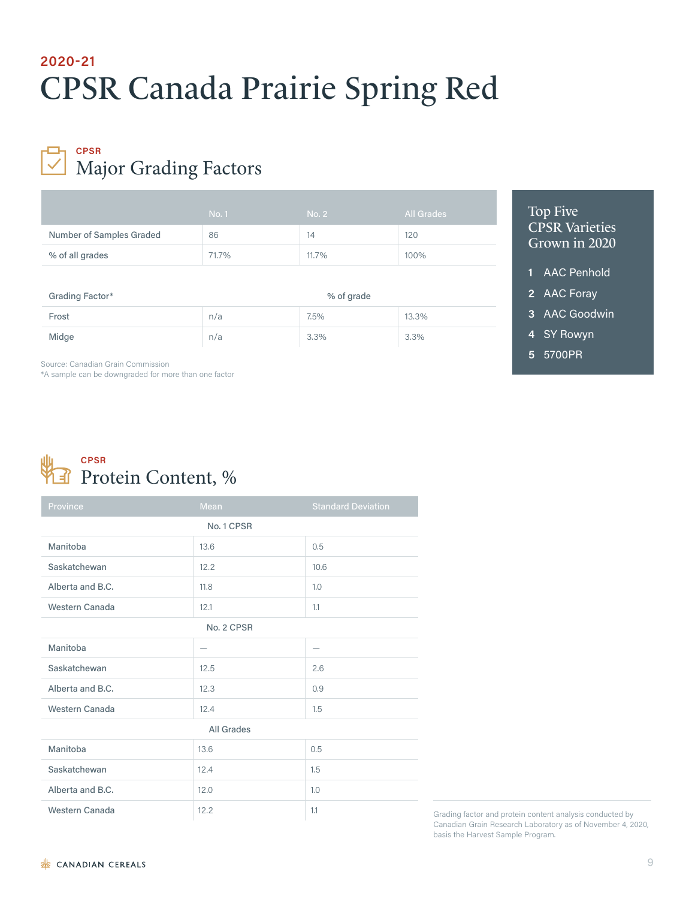2020-21

# CPSR Canada Prairie Spring Red

CPSR

## Major Grading Factors

| | No. 1 | No. 2 | All Grades |
|---|---|---|---|
| Number of Samples Graded | 86 | 14 | 120 |
| % of all grades | 71.7% | 11.7% | 100% |
| **Grading Factor*** | **% of grade** | | |
| Frost | n/a | 7.5% | 13.3% |
| Midge | n/a | 3.3% | 3.3% |

Source: Canadian Grain Commission
*A sample can be downgraded for more than one factor

### Top Five CPSR Varieties Grown in 2020

1. AAC Penhold
2. AAC Foray
3. AAC Goodwin
4. SY Rowyn
5. 5700PR

CPSR

## Protein Content, %

| Province | Mean | Standard Deviation |
|---|---|---|
| **No. 1 CPSR** | | |
| Manitoba | 13.6 | 0.5 |
| Saskatchewan | 12.2 | 10.6 |
| Alberta and B.C. | 11.8 | 1.0 |
| Western Canada | 12.1 | 1.1 |
| **No. 2 CPSR** | | |
| Manitoba | — | — |
| Saskatchewan | 12.5 | 2.6 |
| Alberta and B.C. | 12.3 | 0.9 |
| Western Canada | 12.4 | 1.5 |
| **All Grades** | | |
| Manitoba | 13.6 | 0.5 |
| Saskatchewan | 12.4 | 1.5 |
| Alberta and B.C. | 12.0 | 1.0 |
| Western Canada | 12.2 | 1.1 |

Grading factor and protein content analysis conducted by Canadian Grain Research Laboratory as of November 4, 2020, basis the Harvest Sample Program.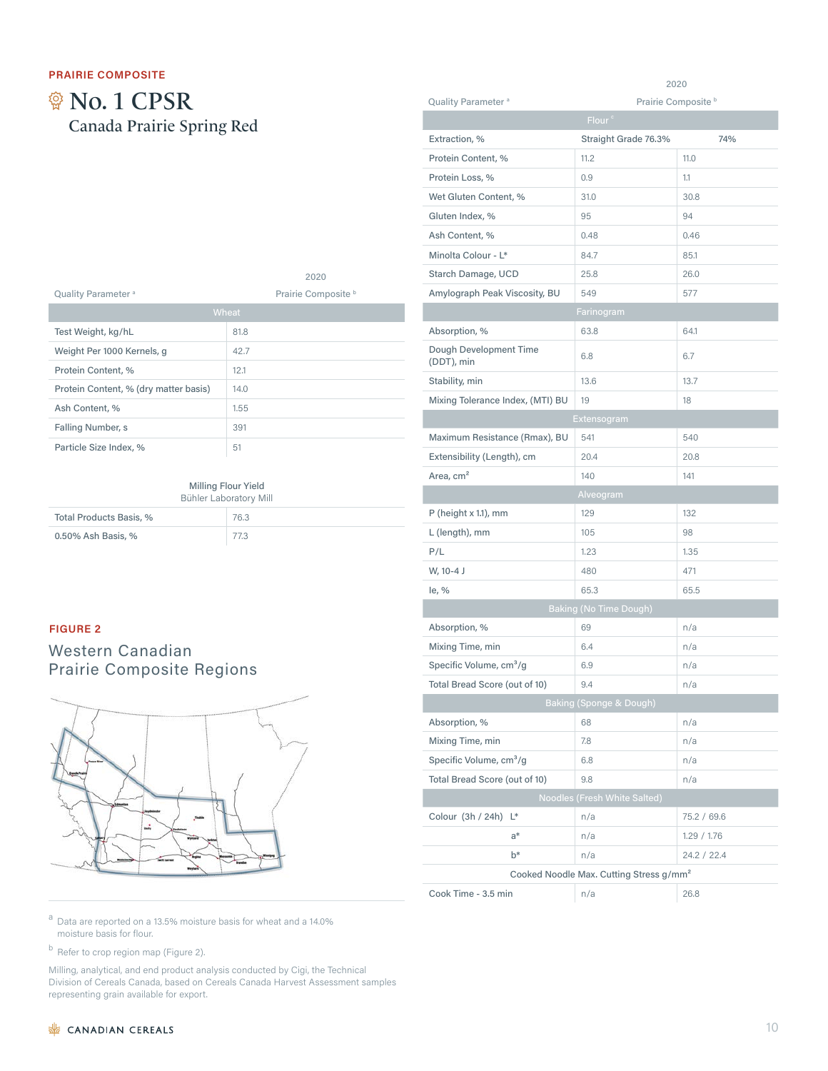PRAIRIE COMPOSITE

# No. 1 CPSR

## Canada Prairie Spring Red

| Quality Parameter [a] | 2020 Prairie Composite [b] |
|---|---|
| **Wheat** | |
| Test Weight, kg/hL | 81.8 |
| Weight Per 1000 Kernels, g | 42.7 |
| Protein Content, % | 12.1 |
| Protein Content, % (dry matter basis) | 14.0 |
| Ash Content, % | 1.55 |
| Falling Number, s | 391 |
| Particle Size Index, % | 51 |

| Milling Flour Yield Bühler Laboratory Mill | |
|---|---|
| Total Products Basis, % | 76.3 |
| 0.50% Ash Basis, % | 77.3 |

FIGURE 2

Western Canadian Prairie Composite Regions

| Quality Parameter [a] | 2020 Prairie Composite [b] | |
|---|---|---|
| **Flour [c]** | | |
| Extraction, % | Straight Grade 76.3% | 74% |
| Protein Content, % | 11.2 | 11.0 |
| Protein Loss, % | 0.9 | 1.1 |
| Wet Gluten Content, % | 31.0 | 30.8 |
| Gluten Index, % | 95 | 94 |
| Ash Content, % | 0.48 | 0.46 |
| Minolta Colour - L* | 84.7 | 85.1 |
| Starch Damage, UCD | 25.8 | 26.0 |
| Amylograph Peak Viscosity, BU | 549 | 577 |
| **Farinogram** | | |
| Absorption, % | 63.8 | 64.1 |
| Dough Development Time (DDT), min | 6.8 | 6.7 |
| Stability, min | 13.6 | 13.7 |
| Mixing Tolerance Index, (MTI) BU | 19 | 18 |
| **Extensogram** | | |
| Maximum Resistance (Rmax), BU | 541 | 540 |
| Extensibility (Length), cm | 20.4 | 20.8 |
| Area, $cm^2$ | 140 | 141 |
| **Alveogram** | | |
| P (height x 1.1), mm | 129 | 132 |
| L (length), mm | 105 | 98 |
| P/L | 1.23 | 1.35 |
| W, $10^{-4}$ J | 480 | 471 |
| Ie, % | 65.3 | 65.5 |
| **Baking (No Time Dough)** | | |
| Absorption, % | 69 | n/a |
| Mixing Time, min | 6.4 | n/a |
| Specific Volume, $cm^3/g$ | 6.9 | n/a |
| Total Bread Score (out of 10) | 9.4 | n/a |
| **Baking (Sponge & Dough)** | | |
| Absorption, % | 68 | n/a |
| Mixing Time, min | 7.8 | n/a |
| Specific Volume, $cm^3/g$ | 6.8 | n/a |
| Total Bread Score (out of 10) | 9.8 | n/a |
| **Noodles (Fresh White Salted)** | | |
| Colour (3h / 24h) L* | n/a | 75.2 / 69.6 |
| a* | n/a | 1.29 / 1.76 |
| b* | n/a | 24.2 / 22.4 |
| Cooked Noodle Max. Cutting Stress $g/mm^2$ | | |
| Cook Time - 3.5 min | n/a | 26.8 |

[a] Data are reported on a 13.5% moisture basis for wheat and a 14.0% moisture basis for flour.

[b] Refer to crop region map (Figure 2).

Milling, analytical, and end product analysis conducted by Cigi, the Technical Division of Cereals Canada, based on Cereals Canada Harvest Assessment samples representing grain available for export.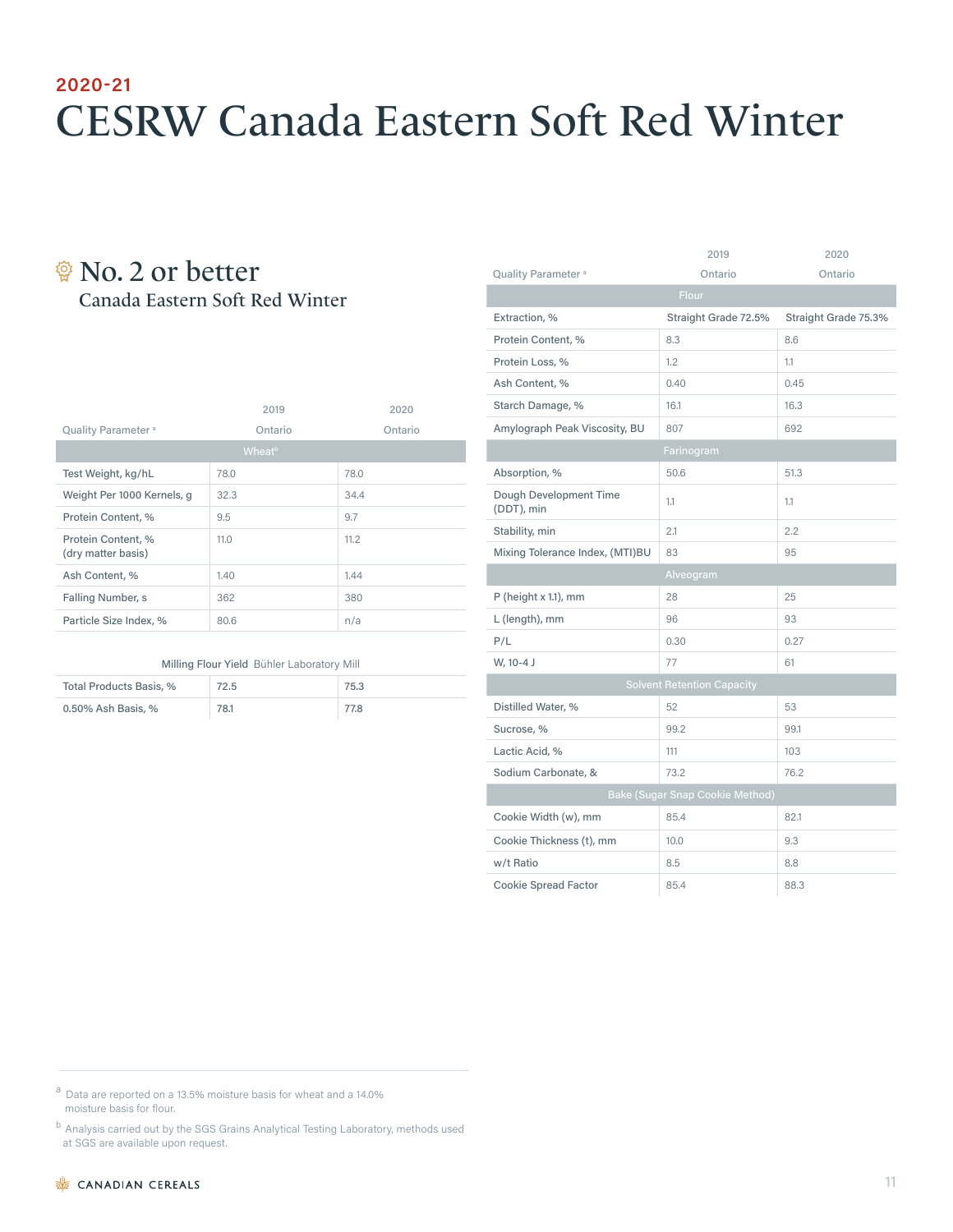2020-21

# CESRW Canada Eastern Soft Red Winter

## No. 2 or better

### Canada Eastern Soft Red Winter

| Quality Parameter [a] | 2019 Ontario | 2020 Ontario |
|---|---|---|
| **Wheat[b]** | | |
| Test Weight, kg/hL | 78.0 | 78.0 |
| Weight Per 1000 Kernels, g | 32.3 | 34.4 |
| Protein Content, % | 9.5 | 9.7 |
| Protein Content, % (dry matter basis) | 11.0 | 11.2 |
| Ash Content, % | 1.40 | 1.44 |
| Falling Number, s | 362 | 380 |
| Particle Size Index, % | 80.6 | n/a |
| **Milling Flour Yield** Bühler Laboratory Mill | | |
| Total Products Basis, % | 72.5 | 75.3 |
| 0.50% Ash Basis, % | 78.1 | 77.8 |

| Quality Parameter [a] | 2019 Ontario | 2020 Ontario |
|---|---|---|
| **Flour** | | |
| Extraction, % | Straight Grade 72.5% | Straight Grade 75.3% |
| Protein Content, % | 8.3 | 8.6 |
| Protein Loss, % | 1.2 | 1.1 |
| Ash Content, % | 0.40 | 0.45 |
| Starch Damage, % | 16.1 | 16.3 |
| Amylograph Peak Viscosity, BU | 807 | 692 |
| **Farinogram** | | |
| Absorption, % | 50.6 | 51.3 |
| Dough Development Time (DDT), min | 1.1 | 1.1 |
| Stability, min | 2.1 | 2.2 |
| Mixing Tolerance Index, (MTI)BU | 83 | 95 |
| **Alveogram** | | |
| P (height x 1.1), mm | 28 | 25 |
| L (length), mm | 96 | 93 |
| P/L | 0.30 | 0.27 |
| W, 10-4 J | 77 | 61 |
| **Solvent Retention Capacity** | | |
| Distilled Water, % | 52 | 53 |
| Sucrose, % | 99.2 | 99.1 |
| Lactic Acid, % | 111 | 103 |
| Sodium Carbonate, & | 73.2 | 76.2 |
| **Bake (Sugar Snap Cookie Method)** | | |
| Cookie Width (w), mm | 85.4 | 82.1 |
| Cookie Thickness (t), mm | 10.0 | 9.3 |
| w/t Ratio | 8.5 | 8.8 |
| Cookie Spread Factor | 85.4 | 88.3 |

[a] Data are reported on a 13.5% moisture basis for wheat and a 14.0% moisture basis for flour.

[b] Analysis carried out by the SGS Grains Analytical Testing Laboratory, methods used at SGS are available upon request.

CANADIAN CEREALS